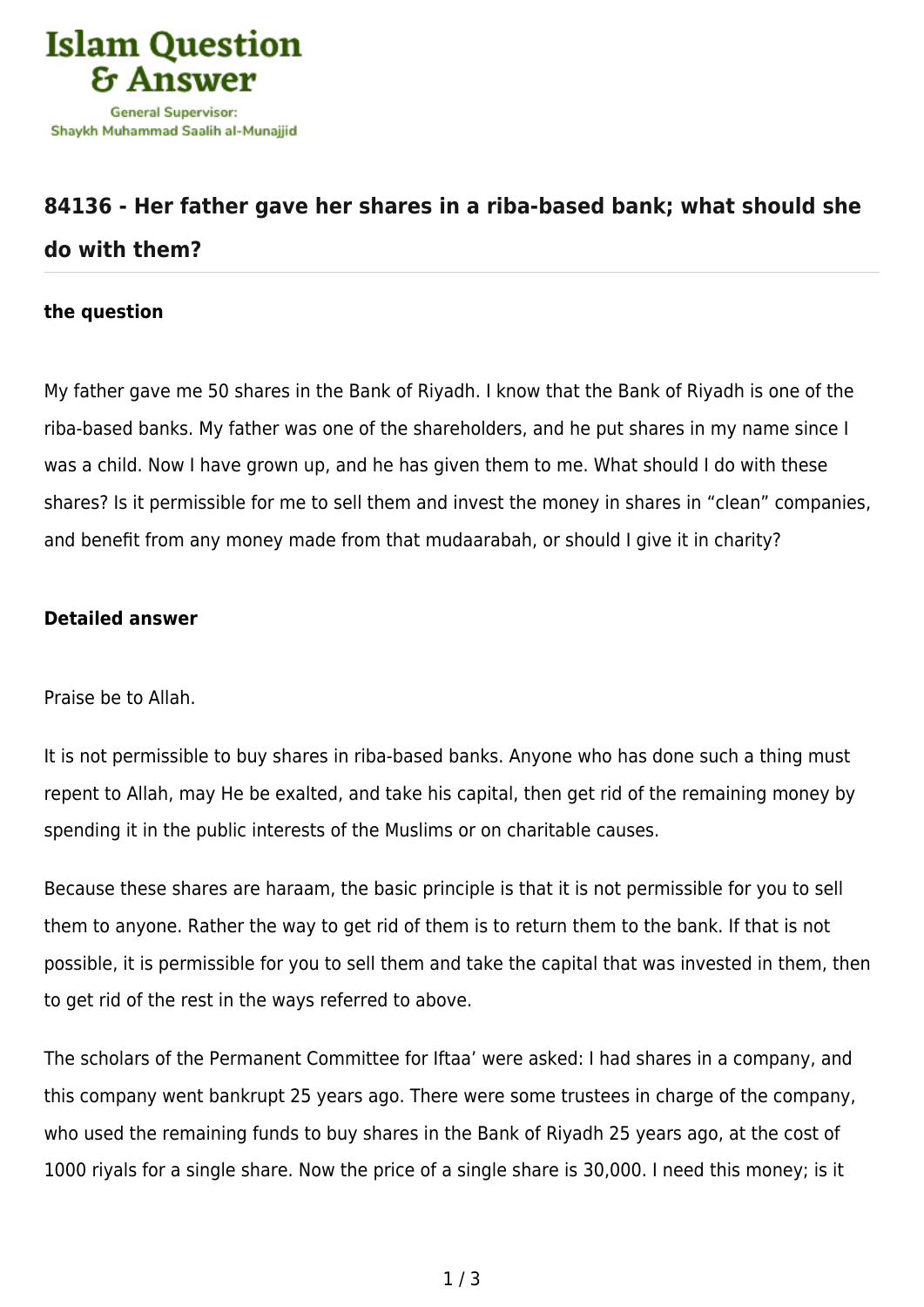## 84136 - Her father gave her shares in a riba-based bank; what should she do with them?

**the question**

My father gave me 50 shares in the Bank of Riyadh. I know that the Bank of Riyadh is one of the riba-based banks. My father was one of the shareholders, and he put shares in my name since I was a child. Now I have grown up, and he has given them to me. What should I do with these shares? Is it permissible for me to sell them and invest the money in shares in "clean" companies, and benefit from any money made from that mudaarabah, or should I give it in charity?

**Detailed answer**

Praise be to Allah.

It is not permissible to buy shares in riba-based banks. Anyone who has done such a thing must repent to Allah, may He be exalted, and take his capital, then get rid of the remaining money by spending it in the public interests of the Muslims or on charitable causes.

Because these shares are haraam, the basic principle is that it is not permissible for you to sell them to anyone. Rather the way to get rid of them is to return them to the bank. If that is not possible, it is permissible for you to sell them and take the capital that was invested in them, then to get rid of the rest in the ways referred to above.

The scholars of the Permanent Committee for Iftaa' were asked: I had shares in a company, and this company went bankrupt 25 years ago. There were some trustees in charge of the company, who used the remaining funds to buy shares in the Bank of Riyadh 25 years ago, at the cost of 1000 riyals for a single share. Now the price of a single share is 30,000. I need this money; is it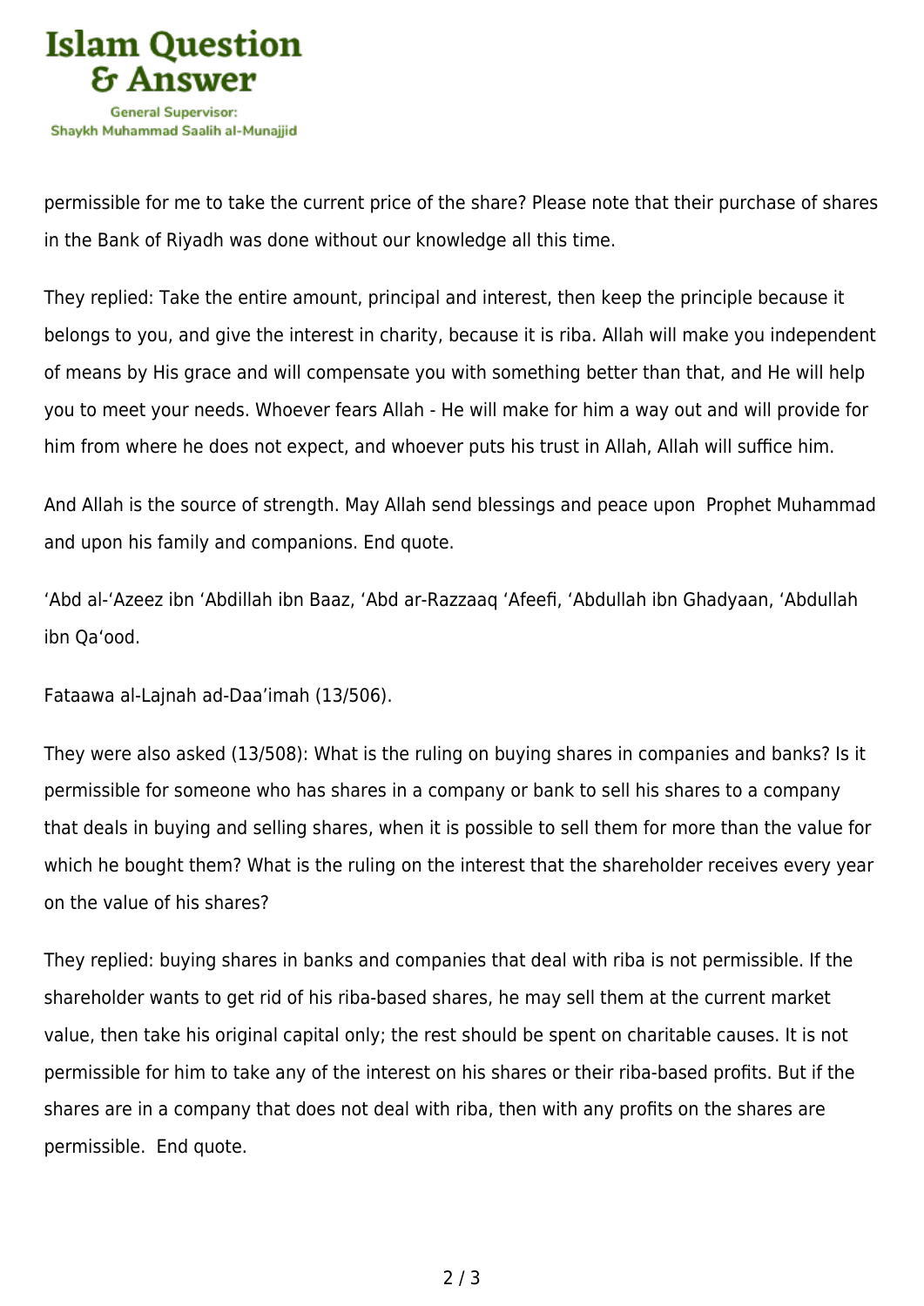permissible for me to take the current price of the share? Please note that their purchase of shares in the Bank of Riyadh was done without our knowledge all this time.

They replied: Take the entire amount, principal and interest, then keep the principle because it belongs to you, and give the interest in charity, because it is riba. Allah will make you independent of means by His grace and will compensate you with something better than that, and He will help you to meet your needs. Whoever fears Allah - He will make for him a way out and will provide for him from where he does not expect, and whoever puts his trust in Allah, Allah will suffice him.

And Allah is the source of strength. May Allah send blessings and peace upon  Prophet Muhammad and upon his family and companions. End quote.

‘Abd al-‘Azeez ibn ‘Abdillah ibn Baaz, ‘Abd ar-Razzaaq ‘Afeefi, ‘Abdullah ibn Ghadyaan, ‘Abdullah ibn Qa‘ood.

Fataawa al-Lajnah ad-Daa’imah (13/506).

They were also asked (13/508): What is the ruling on buying shares in companies and banks? Is it permissible for someone who has shares in a company or bank to sell his shares to a company that deals in buying and selling shares, when it is possible to sell them for more than the value for which he bought them? What is the ruling on the interest that the shareholder receives every year on the value of his shares?

They replied: buying shares in banks and companies that deal with riba is not permissible. If the shareholder wants to get rid of his riba-based shares, he may sell them at the current market value, then take his original capital only; the rest should be spent on charitable causes. It is not permissible for him to take any of the interest on his shares or their riba-based profits. But if the shares are in a company that does not deal with riba, then with any profits on the shares are permissible.  End quote.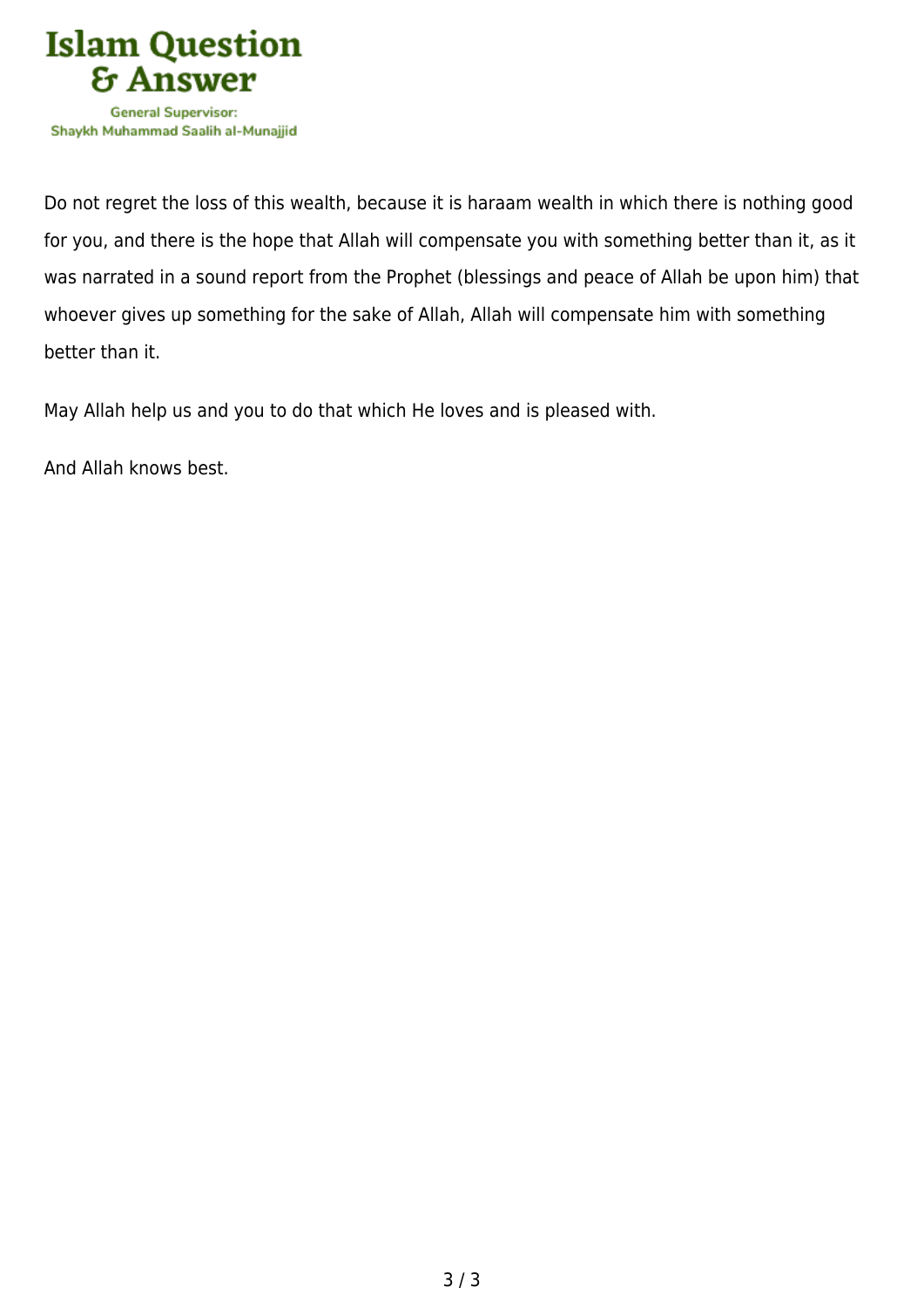Do not regret the loss of this wealth, because it is haraam wealth in which there is nothing good for you, and there is the hope that Allah will compensate you with something better than it, as it was narrated in a sound report from the Prophet (blessings and peace of Allah be upon him) that whoever gives up something for the sake of Allah, Allah will compensate him with something better than it.

May Allah help us and you to do that which He loves and is pleased with.

And Allah knows best.